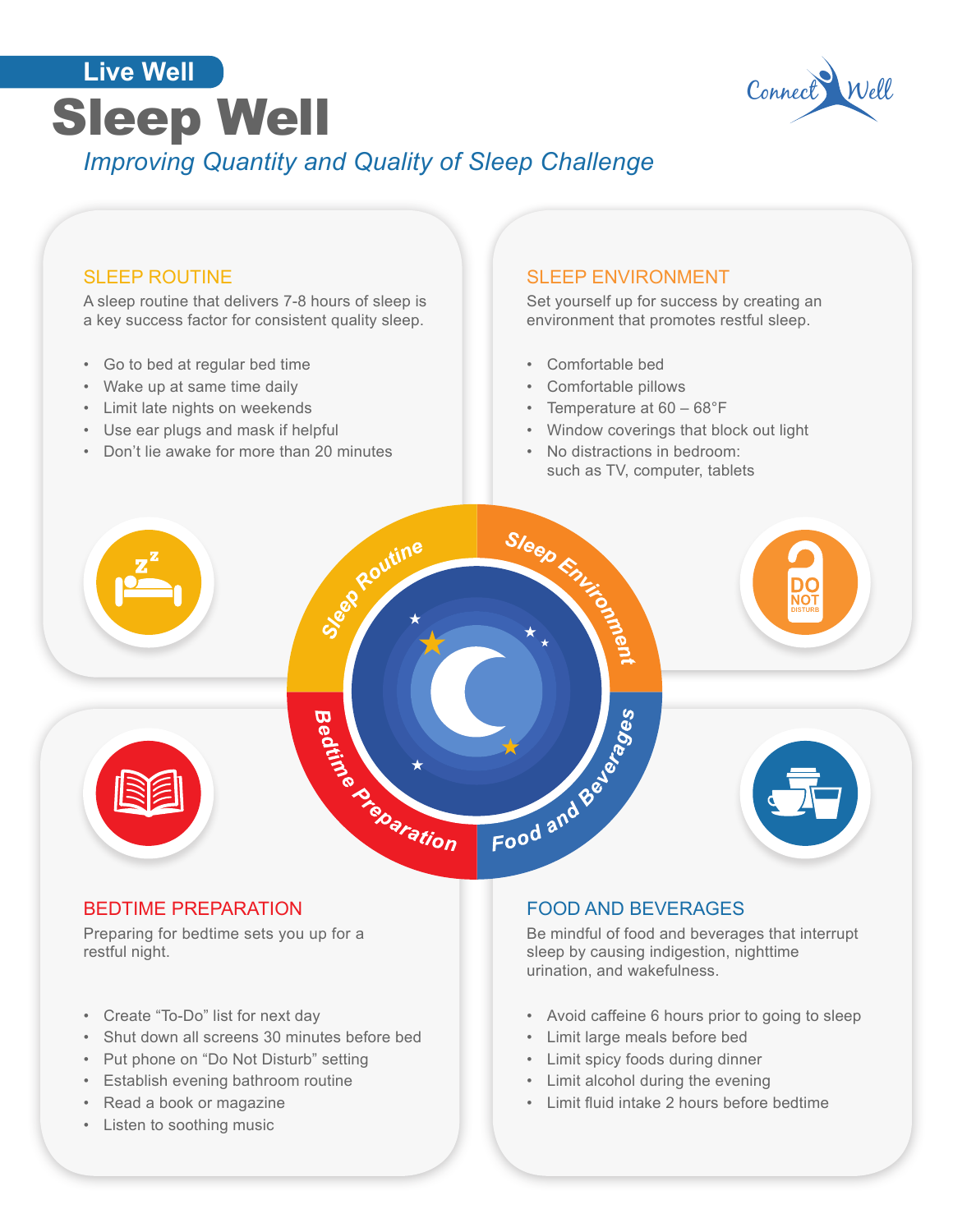Live Well

# Sleep Well

*Improving Quantity and Quality of Sleep Challenge*

## SLEEP ROUTINE

A sleep routine that delivers 7-8 hours of sleep is a key success factor for consistent quality sleep.

- Go to bed at regular bed time
- Wake up at same time daily
- Limit late nights on weekends
- Use ear plugs and mask if helpful
- Don't lie awake for more than 20 minutes

## SLEEP ENVIRONMENT

Set yourself up for success by creating an environment that promotes restful sleep.

- Comfortable bed
- Comfortable pillows
- Temperature at 60 – 68°F
- Window coverings that block out light
- No distractions in bedroom: such as TV, computer, tablets

## BEDTIME PREPARATION

Preparing for bedtime sets you up for a restful night.

- Create "To-Do" list for next day
- Shut down all screens 30 minutes before bed
- Put phone on "Do Not Disturb" setting
- Establish evening bathroom routine
- Read a book or magazine
- Listen to soothing music

## FOOD AND BEVERAGES

Be mindful of food and beverages that interrupt sleep by causing indigestion, nighttime urination, and wakefulness.

- Avoid caffeine 6 hours prior to going to sleep
- Limit large meals before bed
- Limit spicy foods during dinner
- Limit alcohol during the evening
- Limit fluid intake 2 hours before bedtime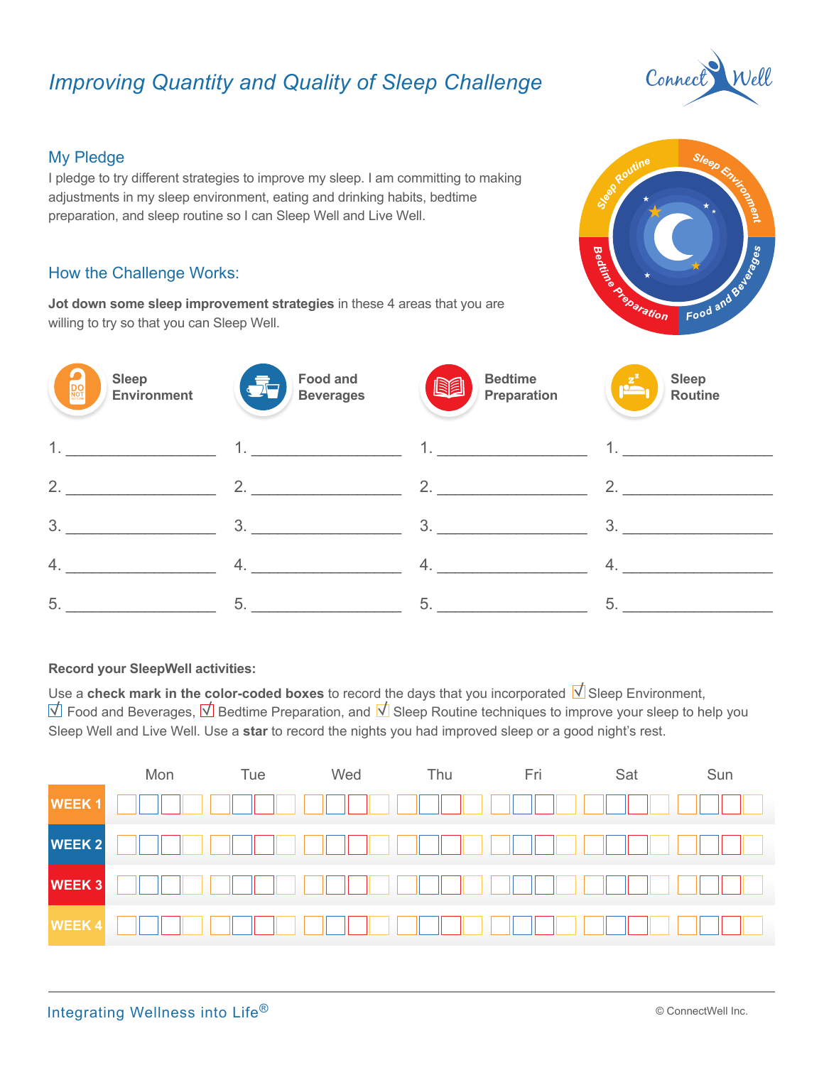# Improving Quantity and Quality of Sleep Challenge

## My Pledge

I pledge to try different strategies to improve my sleep. I am committing to making adjustments in my sleep environment, eating and drinking habits, bedtime preparation, and sleep routine so I can Sleep Well and Live Well.

## How the Challenge Works:

**Jot down some sleep improvement strategies** in these 4 areas that you are willing to try so that you can Sleep Well.

| Sleep Environment | Food and Beverages | Bedtime Preparation | Sleep Routine |
|---|---|---|---|
| 1. ________________ | 1. ________________ | 1. ________________ | 1. ________________ |
| 2. ________________ | 2. ________________ | 2. ________________ | 2. ________________ |
| 3. ________________ | 3. ________________ | 3. ________________ | 3. ________________ |
| 4. ________________ | 4. ________________ | 4. ________________ | 4. ________________ |
| 5. ________________ | 5. ________________ | 5. ________________ | 5. ________________ |

**Record your SleepWell activities:**

Use a **check mark in the color-coded boxes** to record the days that you incorporated ☑ Sleep Environment, ☑ Food and Beverages, ☑ Bedtime Preparation, and ☑ Sleep Routine techniques to improve your sleep to help you Sleep Well and Live Well. Use a **star** to record the nights you had improved sleep or a good night's rest.

| | Mon | Tue | Wed | Thu | Fri | Sat | Sun |
|---|---|---|---|---|---|---|---|
| WEEK 1 | ☐☐☐☐ | ☐☐☐☐ | ☐☐☐☐ | ☐☐☐☐ | ☐☐☐☐ | ☐☐☐☐ | ☐☐☐☐ |
| WEEK 2 | ☐☐☐☐ | ☐☐☐☐ | ☐☐☐☐ | ☐☐☐☐ | ☐☐☐☐ | ☐☐☐☐ | ☐☐☐☐ |
| WEEK 3 | ☐☐☐☐ | ☐☐☐☐ | ☐☐☐☐ | ☐☐☐☐ | ☐☐☐☐ | ☐☐☐☐ | ☐☐☐☐ |
| WEEK 4 | ☐☐☐☐ | ☐☐☐☐ | ☐☐☐☐ | ☐☐☐☐ | ☐☐☐☐ | ☐☐☐☐ | ☐☐☐☐ |

Integrating Wellness into Life®

© ConnectWell Inc.